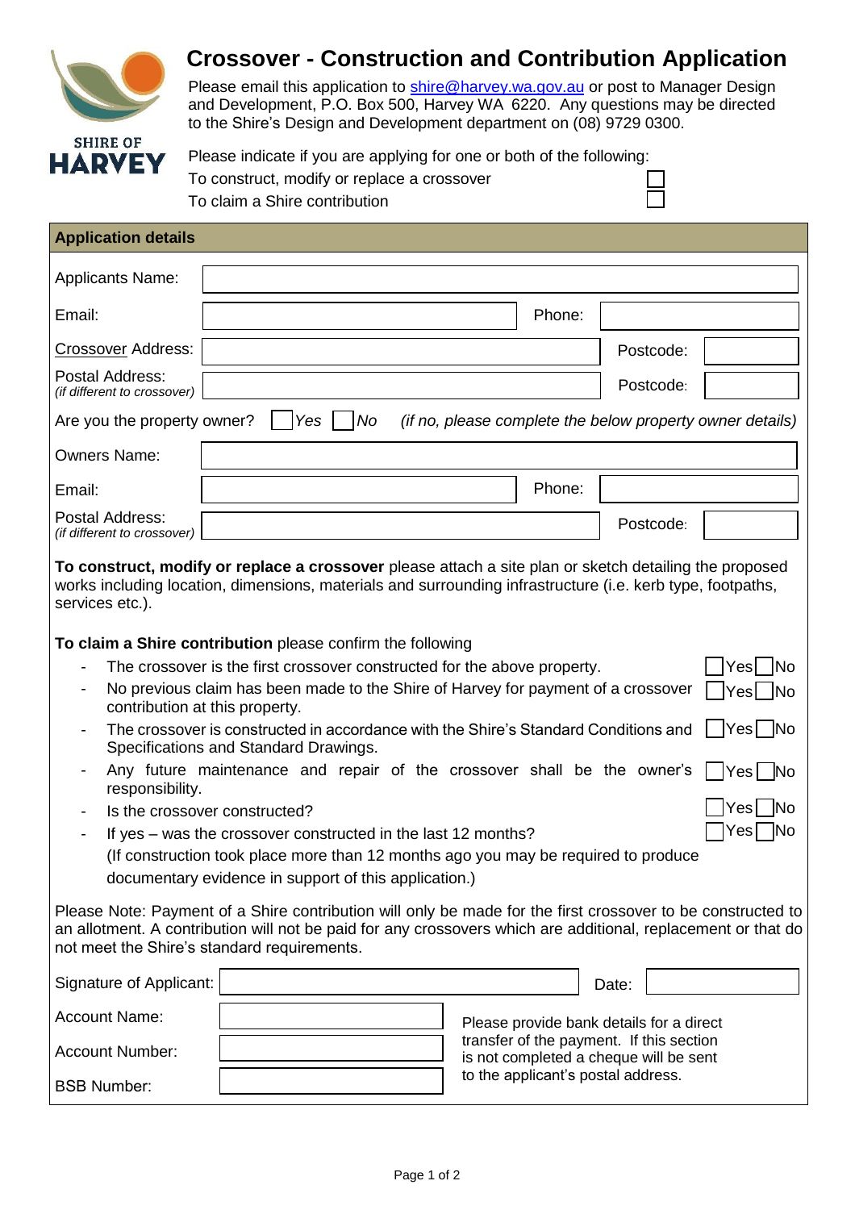# Crossover - Construction and Contribution Application

Please email this application to shire@harvey.wa.gov.au or post to Manager Design and Development, P.O. Box 500, Harvey WA 6220. Any questions may be directed to the Shire's Design and Development department on (08) 9729 0300.

Please indicate if you are applying for one or both of the following:

To construct, modify or replace a crossover ☐

To claim a Shire contribution ☐

## Application details

| | | | |
|---|---|---|---|
| Applicants Name: | | | |
| Email: | | Phone: | |
| Crossover Address: | | Postcode: | |
| Postal Address: *(if different to crossover)* | | Postcode: | |

Are you the property owner? ☐ *Yes* ☐ *No* *(if no, please complete the below property owner details)*

| | | | |
|---|---|---|---|
| Owners Name: | | | |
| Email: | | Phone: | |
| Postal Address: *(if different to crossover)* | | Postcode: | |

**To construct, modify or replace a crossover** please attach a site plan or sketch detailing the proposed works including location, dimensions, materials and surrounding infrastructure (i.e. kerb type, footpaths, services etc.).

**To claim a Shire contribution** please confirm the following

- The crossover is the first crossover constructed for the above property. ☐Yes ☐No
- No previous claim has been made to the Shire of Harvey for payment of a crossover contribution at this property. ☐Yes ☐No
- The crossover is constructed in accordance with the Shire's Standard Conditions and Specifications and Standard Drawings. ☐Yes ☐No
- Any future maintenance and repair of the crossover shall be the owner's responsibility. ☐Yes ☐No
- Is the crossover constructed? ☐Yes ☐No
- If yes – was the crossover constructed in the last 12 months? ☐Yes ☐No

  (If construction took place more than 12 months ago you may be required to produce documentary evidence in support of this application.)

Please Note: Payment of a Shire contribution will only be made for the first crossover to be constructed to an allotment. A contribution will not be paid for any crossovers which are additional, replacement or that do not meet the Shire's standard requirements.

| | | | |
|---|---|---|---|
| Signature of Applicant: | | Date: | |

| | | |
|---|---|---|
| Account Name: | | Please provide bank details for a direct transfer of the payment. If this section is not completed a cheque will be sent to the applicant's postal address. |
| Account Number: | | |
| BSB Number: | | |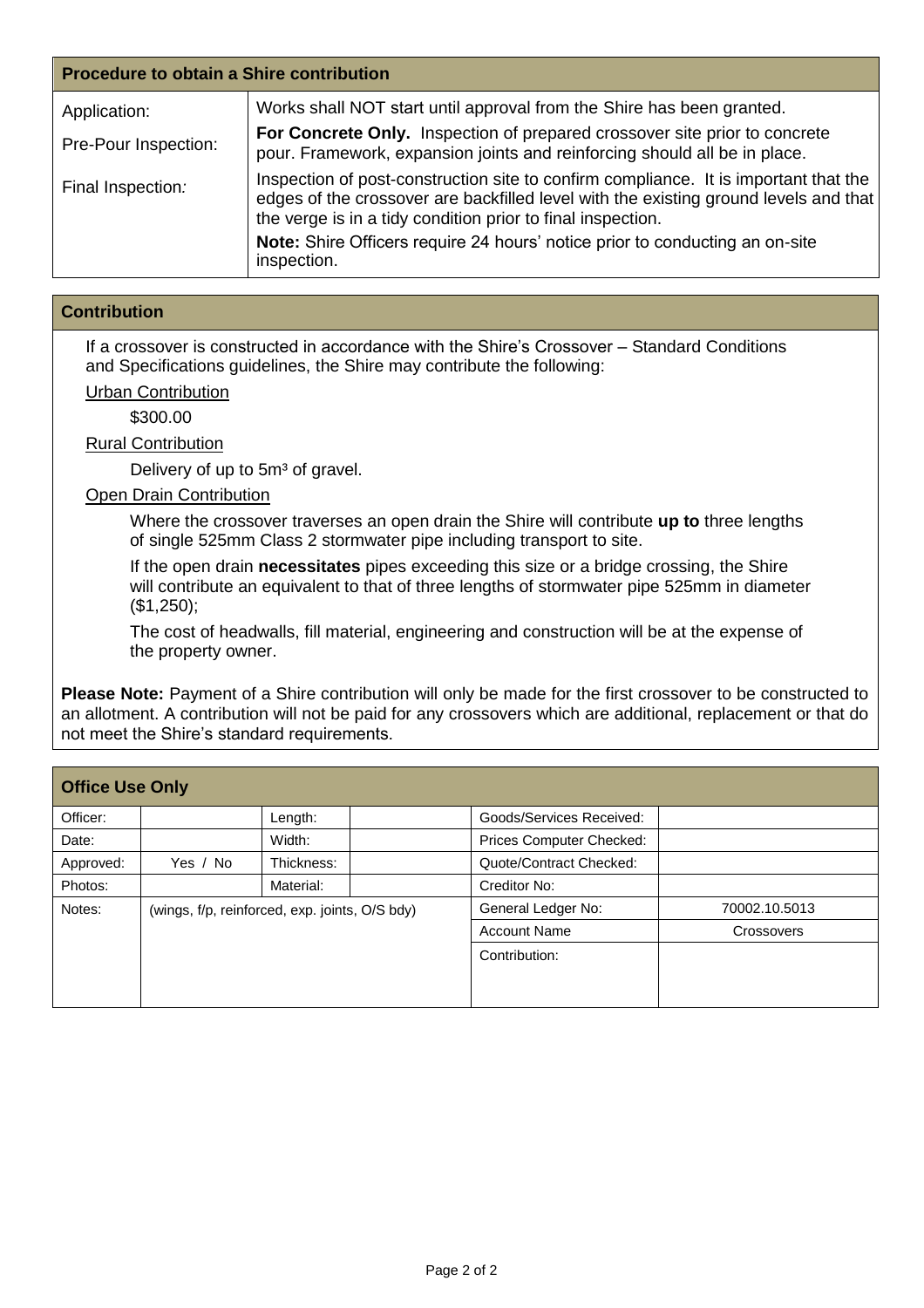## Procedure to obtain a Shire contribution

| | |
|---|---|
| Application: | Works shall NOT start until approval from the Shire has been granted. |
| Pre-Pour Inspection: | **For Concrete Only.** Inspection of prepared crossover site prior to concrete pour. Framework, expansion joints and reinforcing should all be in place. |
| Final Inspection: | Inspection of post-construction site to confirm compliance. It is important that the edges of the crossover are backfilled level with the existing ground levels and that the verge is in a tidy condition prior to final inspection.<br>**Note:** Shire Officers require 24 hours' notice prior to conducting an on-site inspection. |

## Contribution

If a crossover is constructed in accordance with the Shire's Crossover – Standard Conditions and Specifications guidelines, the Shire may contribute the following:

Urban Contribution

$300.00

Rural Contribution

Delivery of up to 5m³ of gravel.

Open Drain Contribution

Where the crossover traverses an open drain the Shire will contribute **up to** three lengths of single 525mm Class 2 stormwater pipe including transport to site.

If the open drain **necessitates** pipes exceeding this size or a bridge crossing, the Shire will contribute an equivalent to that of three lengths of stormwater pipe 525mm in diameter ($1,250);

The cost of headwalls, fill material, engineering and construction will be at the expense of the property owner.

**Please Note:** Payment of a Shire contribution will only be made for the first crossover to be constructed to an allotment. A contribution will not be paid for any crossovers which are additional, replacement or that do not meet the Shire's standard requirements.

## Office Use Only

| | | | | | |
|---|---|---|---|---|---|
| Officer: | | Length: | | Goods/Services Received: | |
| Date: | | Width: | | Prices Computer Checked: | |
| Approved: | Yes / No | Thickness: | | Quote/Contract Checked: | |
| Photos: | | Material: | | Creditor No: | |
| Notes: | (wings, f/p, reinforced, exp. joints, O/S bdy) | | | General Ledger No: | 70002.10.5013 |
| | | | | Account Name | Crossovers |
| | | | | Contribution: | |